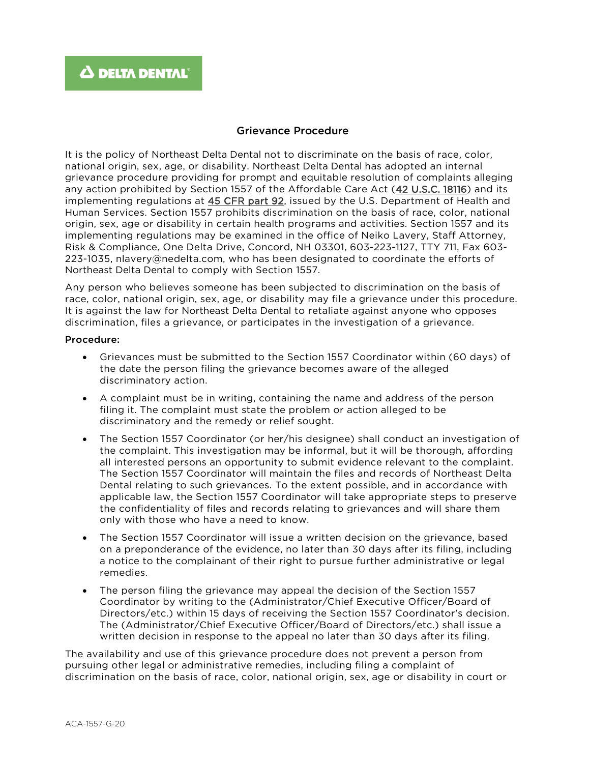DELTA DENTAL

## Grievance Procedure

It is the policy of Northeast Delta Dental not to discriminate on the basis of race, color, national origin, sex, age, or disability. Northeast Delta Dental has adopted an internal grievance procedure providing for prompt and equitable resolution of complaints alleging any action prohibited by Section 1557 of the Affordable Care Act (42 U.S.C. 18116) and its implementing regulations at 45 CFR part 92, issued by the U.S. Department of Health and Human Services. Section 1557 prohibits discrimination on the basis of race, color, national origin, sex, age or disability in certain health programs and activities. Section 1557 and its implementing regulations may be examined in the office of Neiko Lavery, Staff Attorney, Risk & Compliance, One Delta Drive, Concord, NH 03301, 603-223-1127, TTY 711, Fax 603-223-1035, nlavery@nedelta.com, who has been designated to coordinate the efforts of Northeast Delta Dental to comply with Section 1557.

Any person who believes someone has been subjected to discrimination on the basis of race, color, national origin, sex, age, or disability may file a grievance under this procedure. It is against the law for Northeast Delta Dental to retaliate against anyone who opposes discrimination, files a grievance, or participates in the investigation of a grievance.

**Procedure:**

- Grievances must be submitted to the Section 1557 Coordinator within (60 days) of the date the person filing the grievance becomes aware of the alleged discriminatory action.
- A complaint must be in writing, containing the name and address of the person filing it. The complaint must state the problem or action alleged to be discriminatory and the remedy or relief sought.
- The Section 1557 Coordinator (or her/his designee) shall conduct an investigation of the complaint. This investigation may be informal, but it will be thorough, affording all interested persons an opportunity to submit evidence relevant to the complaint. The Section 1557 Coordinator will maintain the files and records of Northeast Delta Dental relating to such grievances. To the extent possible, and in accordance with applicable law, the Section 1557 Coordinator will take appropriate steps to preserve the confidentiality of files and records relating to grievances and will share them only with those who have a need to know.
- The Section 1557 Coordinator will issue a written decision on the grievance, based on a preponderance of the evidence, no later than 30 days after its filing, including a notice to the complainant of their right to pursue further administrative or legal remedies.
- The person filing the grievance may appeal the decision of the Section 1557 Coordinator by writing to the (Administrator/Chief Executive Officer/Board of Directors/etc.) within 15 days of receiving the Section 1557 Coordinator's decision. The (Administrator/Chief Executive Officer/Board of Directors/etc.) shall issue a written decision in response to the appeal no later than 30 days after its filing.

The availability and use of this grievance procedure does not prevent a person from pursuing other legal or administrative remedies, including filing a complaint of discrimination on the basis of race, color, national origin, sex, age or disability in court or

ACA-1557-G-20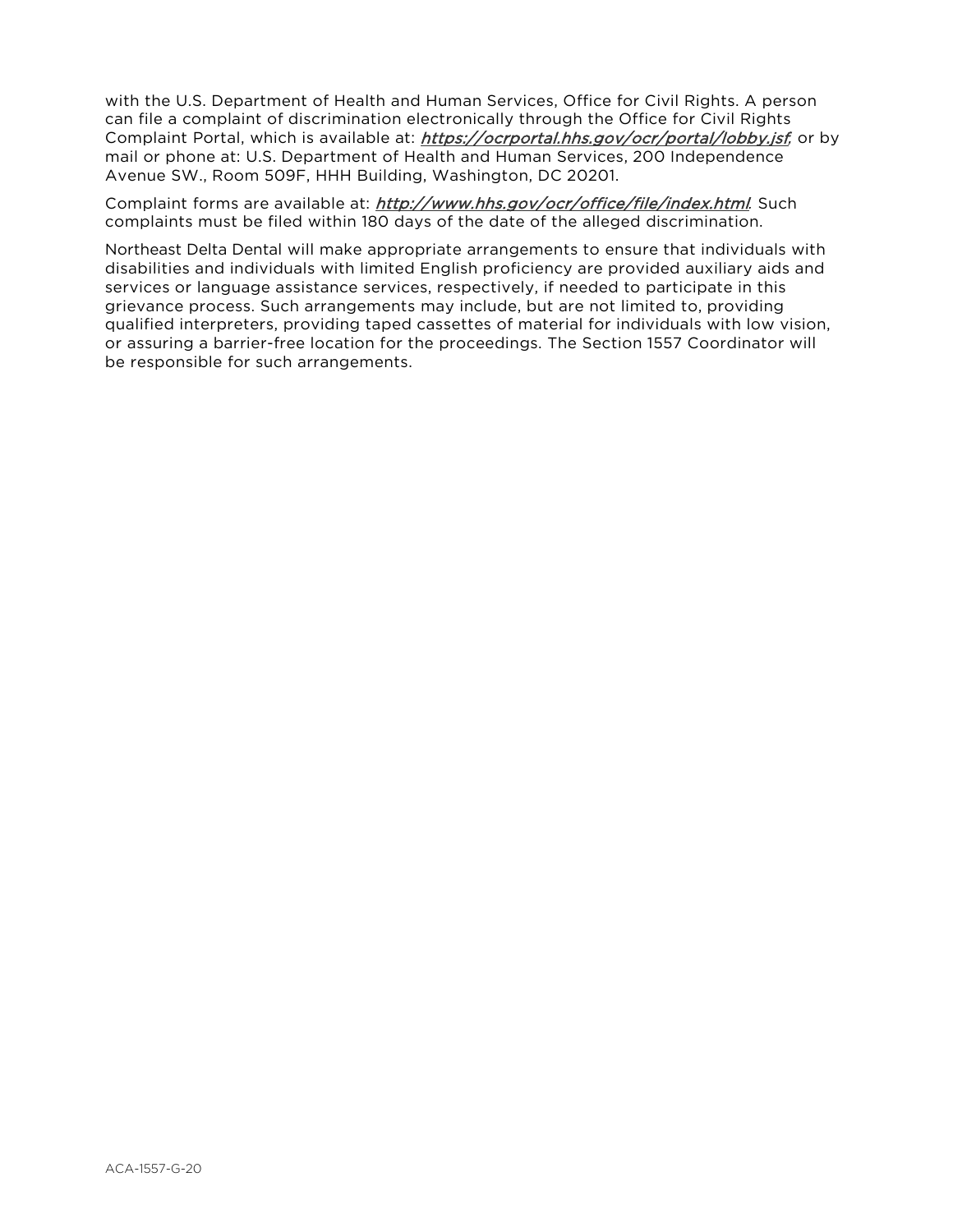with the U.S. Department of Health and Human Services, Office for Civil Rights. A person can file a complaint of discrimination electronically through the Office for Civil Rights Complaint Portal, which is available at: *https://ocrportal.hhs.gov/ocr/portal/lobby.jsf*, or by mail or phone at: U.S. Department of Health and Human Services, 200 Independence Avenue SW., Room 509F, HHH Building, Washington, DC 20201.

Complaint forms are available at: *http://www.hhs.gov/ocr/office/file/index.html*. Such complaints must be filed within 180 days of the date of the alleged discrimination.

Northeast Delta Dental will make appropriate arrangements to ensure that individuals with disabilities and individuals with limited English proficiency are provided auxiliary aids and services or language assistance services, respectively, if needed to participate in this grievance process. Such arrangements may include, but are not limited to, providing qualified interpreters, providing taped cassettes of material for individuals with low vision, or assuring a barrier-free location for the proceedings. The Section 1557 Coordinator will be responsible for such arrangements.

ACA-1557-G-20